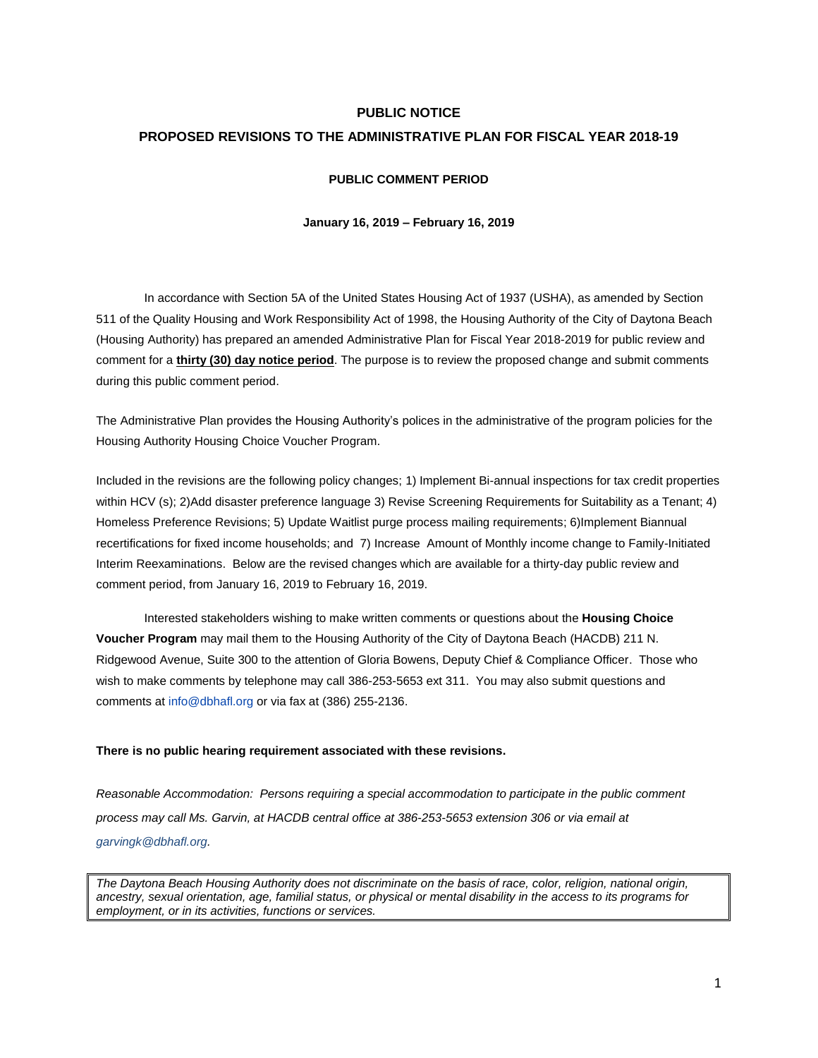# PUBLIC NOTICE

## PROPOSED REVISIONS TO THE ADMINISTRATIVE PLAN FOR FISCAL YEAR 2018-19

### PUBLIC COMMENT PERIOD

**January 16, 2019 – February 16, 2019**

In accordance with Section 5A of the United States Housing Act of 1937 (USHA), as amended by Section 511 of the Quality Housing and Work Responsibility Act of 1998, the Housing Authority of the City of Daytona Beach (Housing Authority) has prepared an amended Administrative Plan for Fiscal Year 2018-2019 for public review and comment for a **thirty (30) day notice period**. The purpose is to review the proposed change and submit comments during this public comment period.

The Administrative Plan provides the Housing Authority's polices in the administrative of the program policies for the Housing Authority Housing Choice Voucher Program.

Included in the revisions are the following policy changes; 1) Implement Bi-annual inspections for tax credit properties within HCV (s); 2)Add disaster preference language 3) Revise Screening Requirements for Suitability as a Tenant; 4) Homeless Preference Revisions; 5) Update Waitlist purge process mailing requirements; 6)Implement Biannual recertifications for fixed income households; and 7) Increase Amount of Monthly income change to Family-Initiated Interim Reexaminations. Below are the revised changes which are available for a thirty-day public review and comment period, from January 16, 2019 to February 16, 2019.

Interested stakeholders wishing to make written comments or questions about the **Housing Choice Voucher Program** may mail them to the Housing Authority of the City of Daytona Beach (HACDB) 211 N. Ridgewood Avenue, Suite 300 to the attention of Gloria Bowens, Deputy Chief & Compliance Officer. Those who wish to make comments by telephone may call 386-253-5653 ext 311. You may also submit questions and comments at info@dbhafl.org or via fax at (386) 255-2136.

**There is no public hearing requirement associated with these revisions.**

*Reasonable Accommodation: Persons requiring a special accommodation to participate in the public comment process may call Ms. Garvin, at HACDB central office at 386-253-5653 extension 306 or via email at garvingk@dbhafl.org.*

*The Daytona Beach Housing Authority does not discriminate on the basis of race, color, religion, national origin, ancestry, sexual orientation, age, familial status, or physical or mental disability in the access to its programs for employment, or in its activities, functions or services.*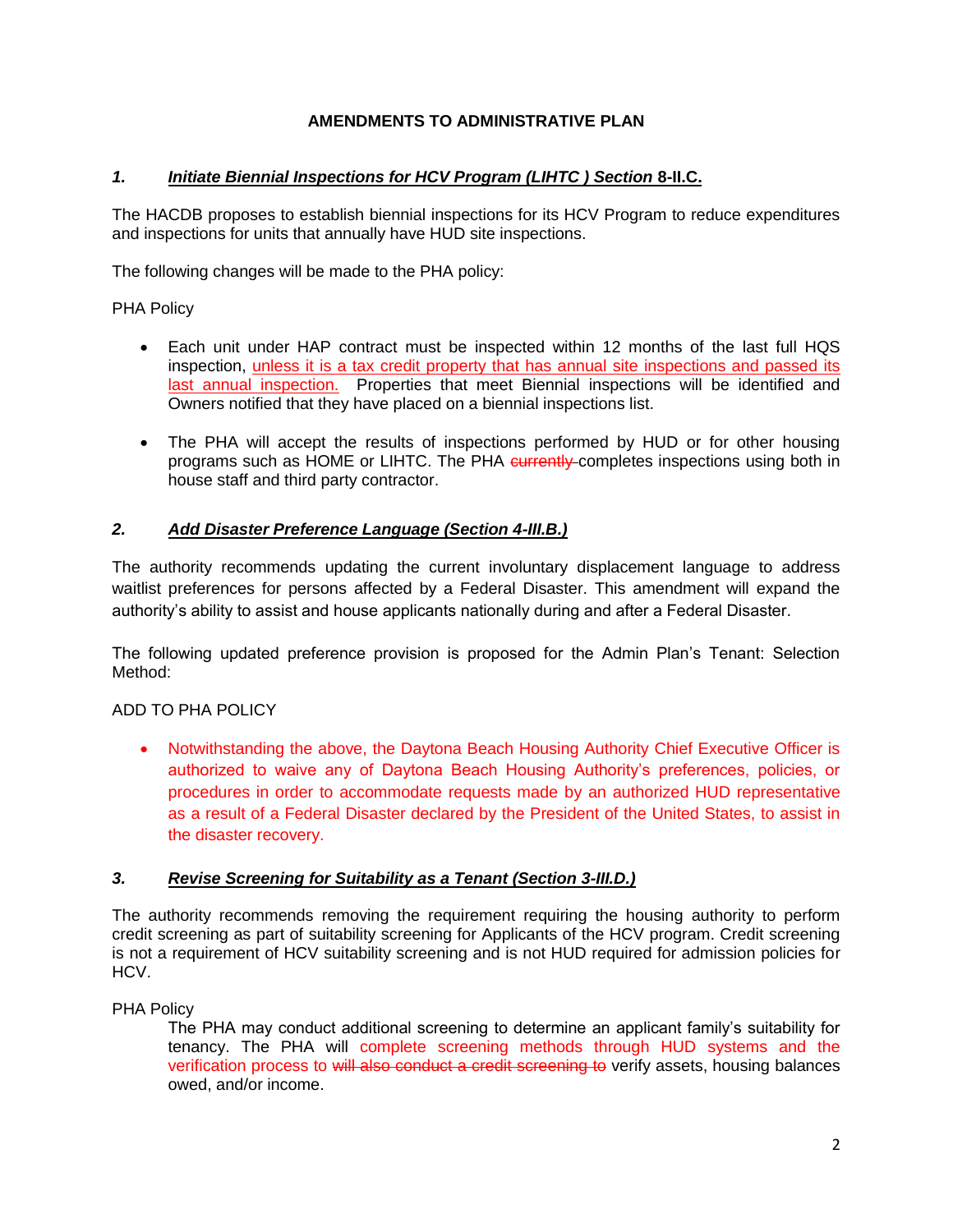**AMENDMENTS TO ADMINISTRATIVE PLAN**

***1. Initiate Biennial Inspections for HCV Program (LIHTC ) Section* 8-II.C.**

The HACDB proposes to establish biennial inspections for its HCV Program to reduce expenditures and inspections for units that annually have HUD site inspections.

The following changes will be made to the PHA policy:

PHA Policy

- Each unit under HAP contract must be inspected within 12 months of the last full HQS inspection, unless it is a tax credit property that has annual site inspections and passed its last annual inspection. Properties that meet Biennial inspections will be identified and Owners notified that they have placed on a biennial inspections list.

- The PHA will accept the results of inspections performed by HUD or for other housing programs such as HOME or LIHTC. The PHA ~~currently~~ completes inspections using both in house staff and third party contractor.

***2. Add Disaster Preference Language (Section 4-III.B.)***

The authority recommends updating the current involuntary displacement language to address waitlist preferences for persons affected by a Federal Disaster. This amendment will expand the authority's ability to assist and house applicants nationally during and after a Federal Disaster.

The following updated preference provision is proposed for the Admin Plan's Tenant: Selection Method:

ADD TO PHA POLICY

- Notwithstanding the above, the Daytona Beach Housing Authority Chief Executive Officer is authorized to waive any of Daytona Beach Housing Authority's preferences, policies, or procedures in order to accommodate requests made by an authorized HUD representative as a result of a Federal Disaster declared by the President of the United States, to assist in the disaster recovery.

***3. Revise Screening for Suitability as a Tenant (Section 3-III.D.)***

The authority recommends removing the requirement requiring the housing authority to perform credit screening as part of suitability screening for Applicants of the HCV program. Credit screening is not a requirement of HCV suitability screening and is not HUD required for admission policies for HCV.

PHA Policy

The PHA may conduct additional screening to determine an applicant family's suitability for tenancy. The PHA will complete screening methods through HUD systems and the verification process to ~~will also conduct a credit screening to~~ verify assets, housing balances owed, and/or income.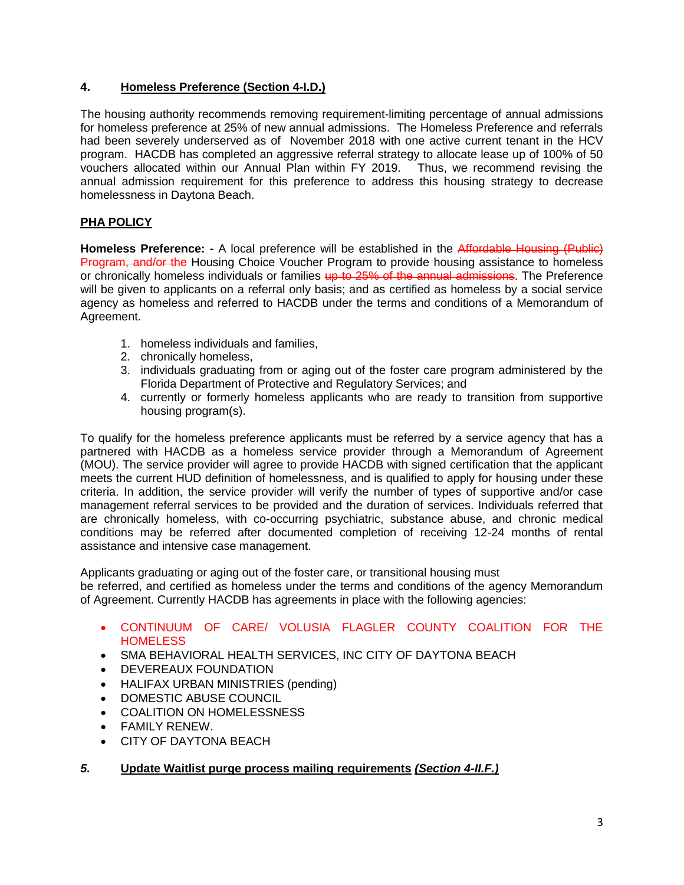## 4. <u>Homeless Preference (Section 4-I.D.)</u>

The housing authority recommends removing requirement-limiting percentage of annual admissions for homeless preference at 25% of new annual admissions. The Homeless Preference and referrals had been severely underserved as of November 2018 with one active current tenant in the HCV program. HACDB has completed an aggressive referral strategy to allocate lease up of 100% of 50 vouchers allocated within our Annual Plan within FY 2019. Thus, we recommend revising the annual admission requirement for this preference to address this housing strategy to decrease homelessness in Daytona Beach.

### <u>PHA POLICY</u>

**Homeless Preference: -** A local preference will be established in the ~~Affordable Housing (Public) Program, and/or the~~ Housing Choice Voucher Program to provide housing assistance to homeless or chronically homeless individuals or families ~~up to 25% of the annual admissions~~. The Preference will be given to applicants on a referral only basis; and as certified as homeless by a social service agency as homeless and referred to HACDB under the terms and conditions of a Memorandum of Agreement.

1. homeless individuals and families,
2. chronically homeless,
3. individuals graduating from or aging out of the foster care program administered by the Florida Department of Protective and Regulatory Services; and
4. currently or formerly homeless applicants who are ready to transition from supportive housing program(s).

To qualify for the homeless preference applicants must be referred by a service agency that has a partnered with HACDB as a homeless service provider through a Memorandum of Agreement (MOU). The service provider will agree to provide HACDB with signed certification that the applicant meets the current HUD definition of homelessness, and is qualified to apply for housing under these criteria. In addition, the service provider will verify the number of types of supportive and/or case management referral services to be provided and the duration of services. Individuals referred that are chronically homeless, with co-occurring psychiatric, substance abuse, and chronic medical conditions may be referred after documented completion of receiving 12-24 months of rental assistance and intensive case management.

Applicants graduating or aging out of the foster care, or transitional housing must be referred, and certified as homeless under the terms and conditions of the agency Memorandum of Agreement. Currently HACDB has agreements in place with the following agencies:

- CONTINUUM OF CARE/ VOLUSIA FLAGLER COUNTY COALITION FOR THE HOMELESS
- SMA BEHAVIORAL HEALTH SERVICES, INC CITY OF DAYTONA BEACH
- DEVEREAUX FOUNDATION
- HALIFAX URBAN MINISTRIES (pending)
- DOMESTIC ABUSE COUNCIL
- COALITION ON HOMELESSNESS
- FAMILY RENEW.
- CITY OF DAYTONA BEACH

## *5.* <u>Update Waitlist purge process mailing requirements</u> <u>*(Section 4-II.F.)*</u>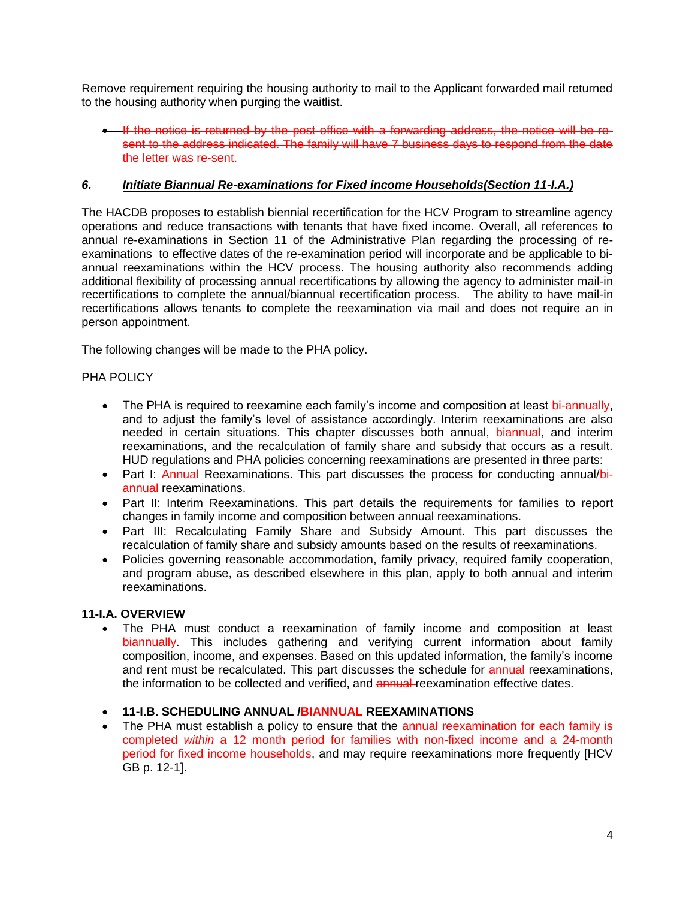Remove requirement requiring the housing authority to mail to the Applicant forwarded mail returned to the housing authority when purging the waitlist.

- ~~If the notice is returned by the post office with a forwarding address, the notice will be re-sent to the address indicated. The family will have 7 business days to respond from the date the letter was re-sent.~~

### *6. Initiate Biannual Re-examinations for Fixed income Households(Section 11-I.A.)*

The HACDB proposes to establish biennial recertification for the HCV Program to streamline agency operations and reduce transactions with tenants that have fixed income. Overall, all references to annual re-examinations in Section 11 of the Administrative Plan regarding the processing of re-examinations to effective dates of the re-examination period will incorporate and be applicable to bi-annual reexaminations within the HCV process. The housing authority also recommends adding additional flexibility of processing annual recertifications by allowing the agency to administer mail-in recertifications to complete the annual/biannual recertification process. The ability to have mail-in recertifications allows tenants to complete the reexamination via mail and does not require an in person appointment.

The following changes will be made to the PHA policy.

PHA POLICY

- The PHA is required to reexamine each family's income and composition at least bi-annually, and to adjust the family's level of assistance accordingly. Interim reexaminations are also needed in certain situations. This chapter discusses both annual, biannual, and interim reexaminations, and the recalculation of family share and subsidy that occurs as a result. HUD regulations and PHA policies concerning reexaminations are presented in three parts:
- Part I: ~~Annual~~ Reexaminations. This part discusses the process for conducting annual/bi-annual reexaminations.
- Part II: Interim Reexaminations. This part details the requirements for families to report changes in family income and composition between annual reexaminations.
- Part III: Recalculating Family Share and Subsidy Amount. This part discusses the recalculation of family share and subsidy amounts based on the results of reexaminations.
- Policies governing reasonable accommodation, family privacy, required family cooperation, and program abuse, as described elsewhere in this plan, apply to both annual and interim reexaminations.

**11-I.A. OVERVIEW**

- The PHA must conduct a reexamination of family income and composition at least biannually. This includes gathering and verifying current information about family composition, income, and expenses. Based on this updated information, the family's income and rent must be recalculated. This part discusses the schedule for ~~annual~~ reexaminations, the information to be collected and verified, and ~~annual~~ reexamination effective dates.

- **11-I.B. SCHEDULING ANNUAL /BIANNUAL REEXAMINATIONS**
- The PHA must establish a policy to ensure that the ~~annual~~ reexamination for each family is completed *within* a 12 month period for families with non-fixed income and a 24-month period for fixed income households, and may require reexaminations more frequently [HCV GB p. 12-1].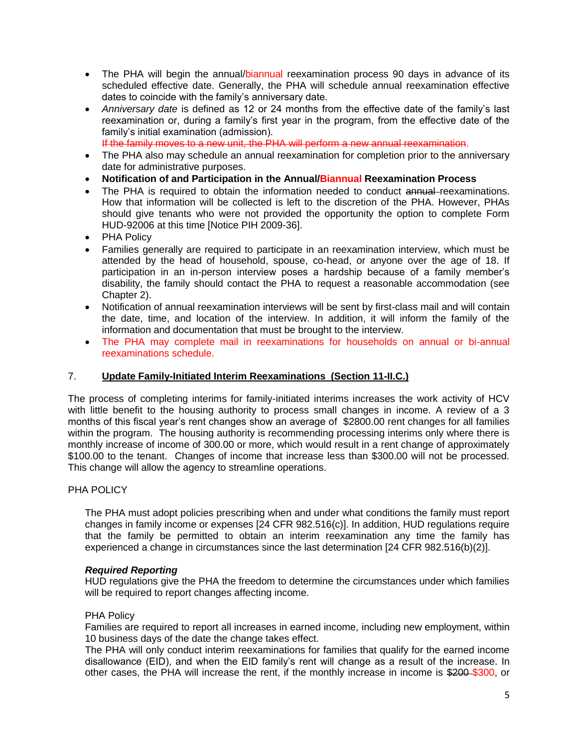- The PHA will begin the annual/biannual reexamination process 90 days in advance of its scheduled effective date. Generally, the PHA will schedule annual reexamination effective dates to coincide with the family's anniversary date.
- *Anniversary date* is defined as 12 or 24 months from the effective date of the family's last reexamination or, during a family's first year in the program, from the effective date of the family's initial examination (admission).
  ~~If the family moves to a new unit, the PHA will perform a new annual reexamination.~~
- The PHA also may schedule an annual reexamination for completion prior to the anniversary date for administrative purposes.
- **Notification of and Participation in the Annual/Biannual Reexamination Process**
- The PHA is required to obtain the information needed to conduct ~~annual~~ reexaminations. How that information will be collected is left to the discretion of the PHA. However, PHAs should give tenants who were not provided the opportunity the option to complete Form HUD-92006 at this time [Notice PIH 2009-36].
- PHA Policy
- Families generally are required to participate in an reexamination interview, which must be attended by the head of household, spouse, co-head, or anyone over the age of 18. If participation in an in-person interview poses a hardship because of a family member's disability, the family should contact the PHA to request a reasonable accommodation (see Chapter 2).
- Notification of annual reexamination interviews will be sent by first-class mail and will contain the date, time, and location of the interview. In addition, it will inform the family of the information and documentation that must be brought to the interview.
- The PHA may complete mail in reexaminations for households on annual or bi-annual reexaminations schedule.

7. **Update Family-Initiated Interim Reexaminations (Section 11-II.C.)**

The process of completing interims for family-initiated interims increases the work activity of HCV with little benefit to the housing authority to process small changes in income. A review of a 3 months of this fiscal year's rent changes show an average of $2800.00 rent changes for all families within the program. The housing authority is recommending processing interims only where there is monthly increase of income of 300.00 or more, which would result in a rent change of approximately $100.00 to the tenant. Changes of income that increase less than $300.00 will not be processed. This change will allow the agency to streamline operations.

PHA POLICY

The PHA must adopt policies prescribing when and under what conditions the family must report changes in family income or expenses [24 CFR 982.516(c)]. In addition, HUD regulations require that the family be permitted to obtain an interim reexamination any time the family has experienced a change in circumstances since the last determination [24 CFR 982.516(b)(2)].

***Required Reporting***

HUD regulations give the PHA the freedom to determine the circumstances under which families will be required to report changes affecting income.

PHA Policy

Families are required to report all increases in earned income, including new employment, within 10 business days of the date the change takes effect.

The PHA will only conduct interim reexaminations for families that qualify for the earned income disallowance (EID), and when the EID family's rent will change as a result of the increase. In other cases, the PHA will increase the rent, if the monthly increase in income is ~~$200~~ $300, or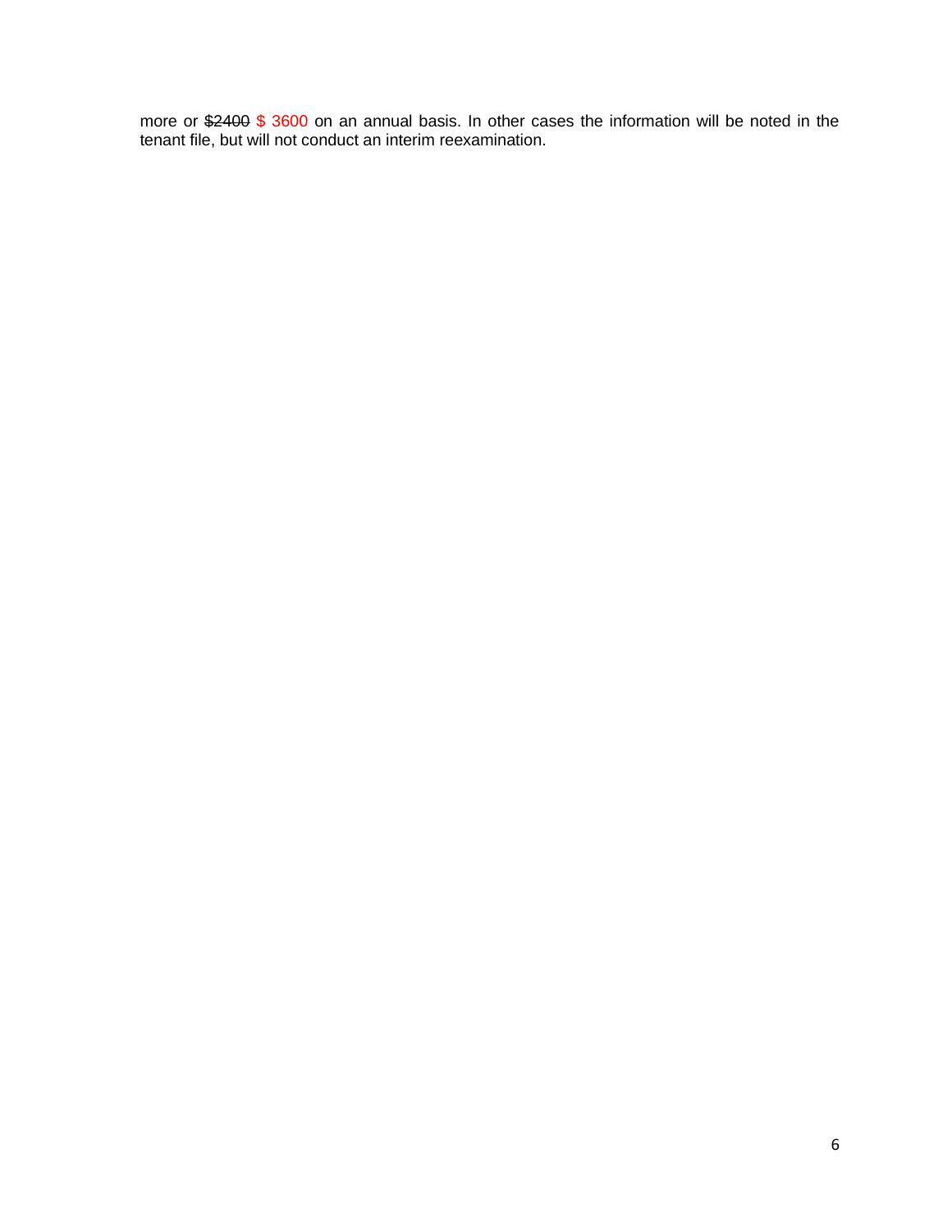more or ~~$2400~~ $ 3600 on an annual basis. In other cases the information will be noted in the tenant file, but will not conduct an interim reexamination.